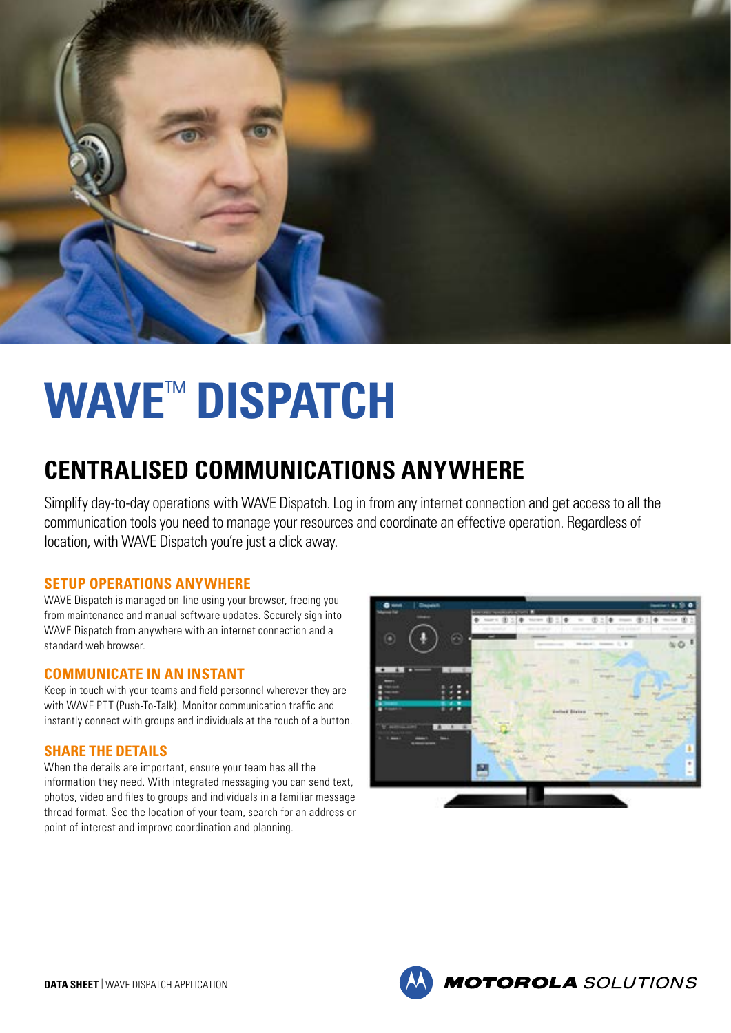# WAVE™ DISPATCH

## CENTRALISED COMMUNICATIONS ANYWHERE

Simplify day-to-day operations with WAVE Dispatch. Log in from any internet connection and get access to all the communication tools you need to manage your resources and coordinate an effective operation. Regardless of location, with WAVE Dispatch you're just a click away.

### SETUP OPERATIONS ANYWHERE

WAVE Dispatch is managed on-line using your browser, freeing you from maintenance and manual software updates. Securely sign into WAVE Dispatch from anywhere with an internet connection and a standard web browser.

### COMMUNICATE IN AN INSTANT

Keep in touch with your teams and field personnel wherever they are with WAVE PTT (Push-To-Talk). Monitor communication traffic and instantly connect with groups and individuals at the touch of a button.

### SHARE THE DETAILS

When the details are important, ensure your team has all the information they need. With integrated messaging you can send text, photos, video and files to groups and individuals in a familiar message thread format. See the location of your team, search for an address or point of interest and improve coordination and planning.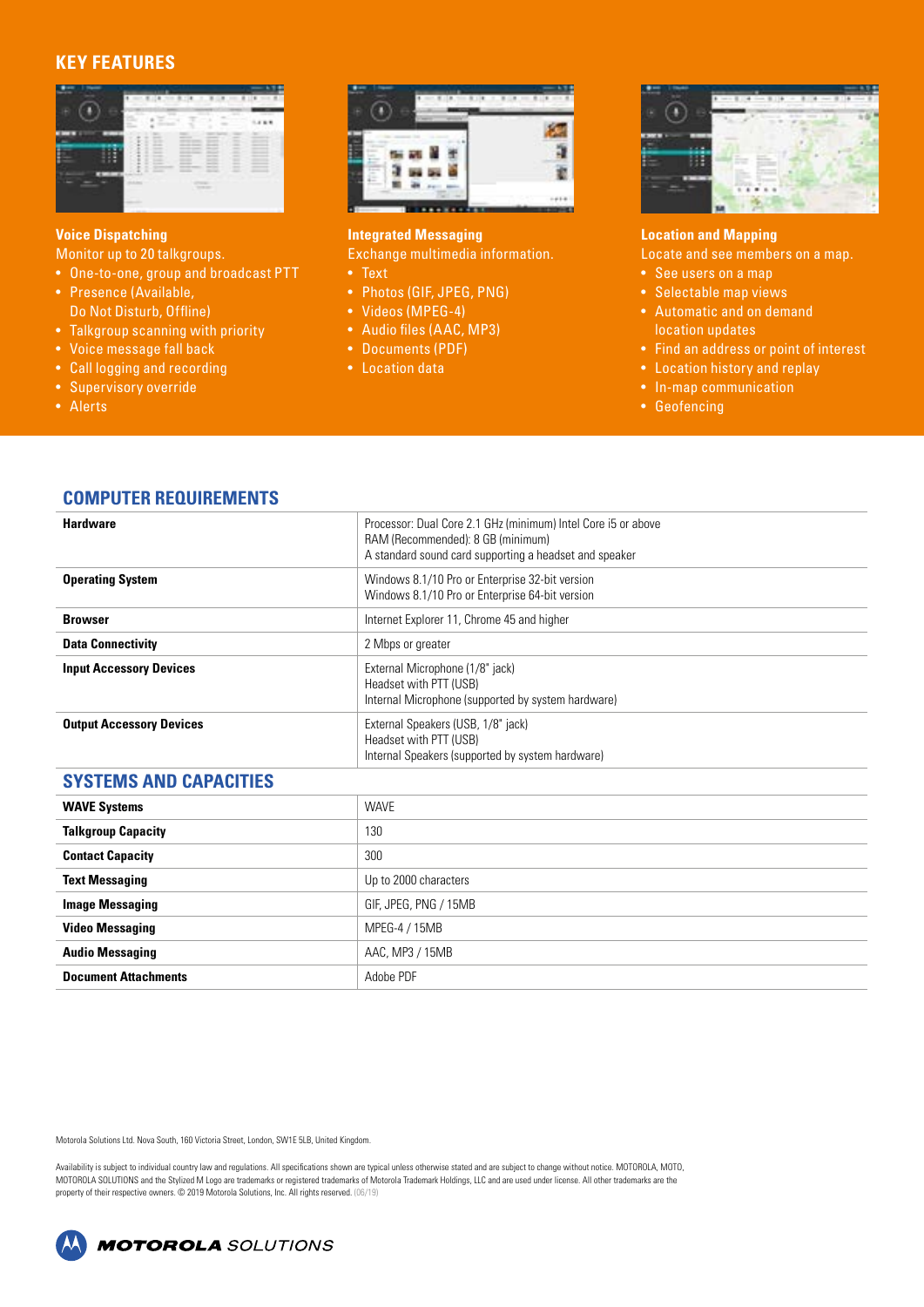## KEY FEATURES

### Voice Dispatching

Monitor up to 20 talkgroups.

- One-to-one, group and broadcast PTT
- Presence (Available, Do Not Disturb, Offline)
- Talkgroup scanning with priority
- Voice message fall back
- Call logging and recording
- Supervisory override
- Alerts

### Integrated Messaging

Exchange multimedia information.

- Text
- Photos (GIF, JPEG, PNG)
- Videos (MPEG-4)
- Audio files (AAC, MP3)
- Documents (PDF)
- Location data

### Location and Mapping

Locate and see members on a map.

- See users on a map
- Selectable map views
- Automatic and on demand location updates
- Find an address or point of interest
- Location history and replay
- In-map communication
- Geofencing

## COMPUTER REQUIREMENTS

| | |
|---|---|
| **Hardware** | Processor: Dual Core 2.1 GHz (minimum) Intel Core i5 or above<br>RAM (Recommended): 8 GB (minimum)<br>A standard sound card supporting a headset and speaker |
| **Operating System** | Windows 8.1/10 Pro or Enterprise 32-bit version<br>Windows 8.1/10 Pro or Enterprise 64-bit version |
| **Browser** | Internet Explorer 11, Chrome 45 and higher |
| **Data Connectivity** | 2 Mbps or greater |
| **Input Accessory Devices** | External Microphone (1/8" jack)<br>Headset with PTT (USB)<br>Internal Microphone (supported by system hardware) |
| **Output Accessory Devices** | External Speakers (USB, 1/8" jack)<br>Headset with PTT (USB)<br>Internal Speakers (supported by system hardware) |

## SYSTEMS AND CAPACITIES

| | |
|---|---|
| **WAVE Systems** | WAVE |
| **Talkgroup Capacity** | 130 |
| **Contact Capacity** | 300 |
| **Text Messaging** | Up to 2000 characters |
| **Image Messaging** | GIF, JPEG, PNG / 15MB |
| **Video Messaging** | MPEG-4 / 15MB |
| **Audio Messaging** | AAC, MP3 / 15MB |
| **Document Attachments** | Adobe PDF |

Motorola Solutions Ltd. Nova South, 160 Victoria Street, London, SW1E 5LB, United Kingdom.

Availability is subject to individual country law and regulations. All specifications shown are typical unless otherwise stated and are subject to change without notice. MOTOROLA, MOTO, MOTOROLA SOLUTIONS and the Stylized M Logo are trademarks or registered trademarks of Motorola Trademark Holdings, LLC and are used under license. All other trademarks are the property of their respective owners. © 2019 Motorola Solutions, Inc. All rights reserved. (06/19)

MOTOROLA SOLUTIONS